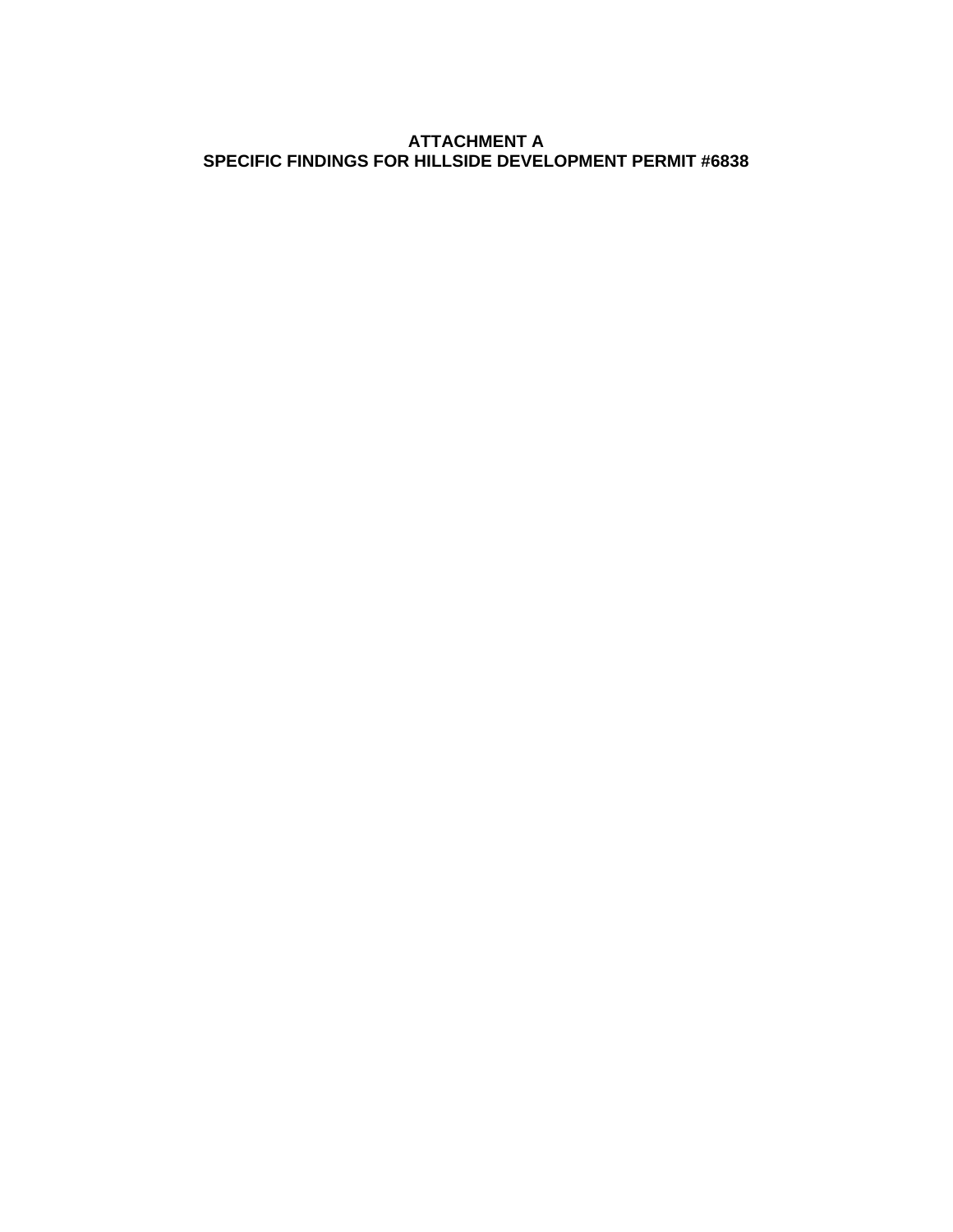# ATTACHMENT A
# SPECIFIC FINDINGS FOR HILLSIDE DEVELOPMENT PERMIT #6838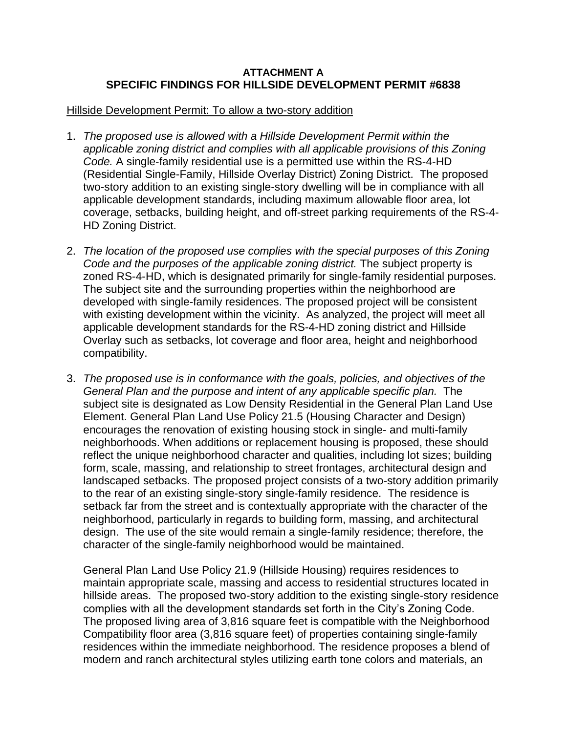**ATTACHMENT A**
**SPECIFIC FINDINGS FOR HILLSIDE DEVELOPMENT PERMIT #6838**

Hillside Development Permit: To allow a two-story addition

1. *The proposed use is allowed with a Hillside Development Permit within the applicable zoning district and complies with all applicable provisions of this Zoning Code.* A single-family residential use is a permitted use within the RS-4-HD (Residential Single-Family, Hillside Overlay District) Zoning District. The proposed two-story addition to an existing single-story dwelling will be in compliance with all applicable development standards, including maximum allowable floor area, lot coverage, setbacks, building height, and off-street parking requirements of the RS-4-HD Zoning District.

2. *The location of the proposed use complies with the special purposes of this Zoning Code and the purposes of the applicable zoning district.* The subject property is zoned RS-4-HD, which is designated primarily for single-family residential purposes. The subject site and the surrounding properties within the neighborhood are developed with single-family residences. The proposed project will be consistent with existing development within the vicinity. As analyzed, the project will meet all applicable development standards for the RS-4-HD zoning district and Hillside Overlay such as setbacks, lot coverage and floor area, height and neighborhood compatibility.

3. *The proposed use is in conformance with the goals, policies, and objectives of the General Plan and the purpose and intent of any applicable specific plan.* The subject site is designated as Low Density Residential in the General Plan Land Use Element. General Plan Land Use Policy 21.5 (Housing Character and Design) encourages the renovation of existing housing stock in single- and multi-family neighborhoods. When additions or replacement housing is proposed, these should reflect the unique neighborhood character and qualities, including lot sizes; building form, scale, massing, and relationship to street frontages, architectural design and landscaped setbacks. The proposed project consists of a two-story addition primarily to the rear of an existing single-story single-family residence. The residence is setback far from the street and is contextually appropriate with the character of the neighborhood, particularly in regards to building form, massing, and architectural design. The use of the site would remain a single-family residence; therefore, the character of the single-family neighborhood would be maintained.

   General Plan Land Use Policy 21.9 (Hillside Housing) requires residences to maintain appropriate scale, massing and access to residential structures located in hillside areas. The proposed two-story addition to the existing single-story residence complies with all the development standards set forth in the City's Zoning Code. The proposed living area of 3,816 square feet is compatible with the Neighborhood Compatibility floor area (3,816 square feet) of properties containing single-family residences within the immediate neighborhood. The residence proposes a blend of modern and ranch architectural styles utilizing earth tone colors and materials, an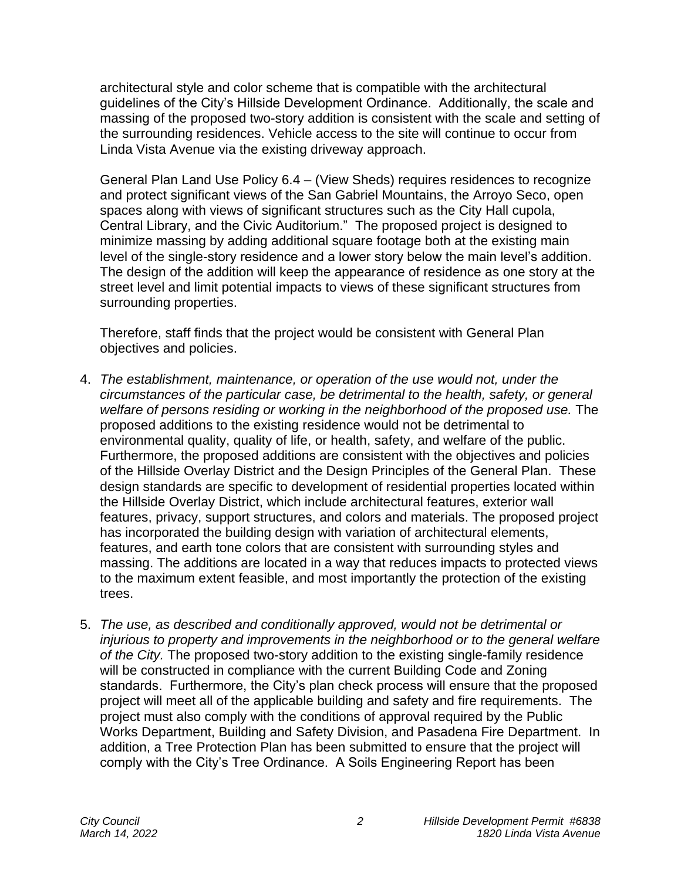architectural style and color scheme that is compatible with the architectural guidelines of the City's Hillside Development Ordinance. Additionally, the scale and massing of the proposed two-story addition is consistent with the scale and setting of the surrounding residences. Vehicle access to the site will continue to occur from Linda Vista Avenue via the existing driveway approach.

General Plan Land Use Policy 6.4 – (View Sheds) requires residences to recognize and protect significant views of the San Gabriel Mountains, the Arroyo Seco, open spaces along with views of significant structures such as the City Hall cupola, Central Library, and the Civic Auditorium." The proposed project is designed to minimize massing by adding additional square footage both at the existing main level of the single-story residence and a lower story below the main level's addition. The design of the addition will keep the appearance of residence as one story at the street level and limit potential impacts to views of these significant structures from surrounding properties.

Therefore, staff finds that the project would be consistent with General Plan objectives and policies.

4. *The establishment, maintenance, or operation of the use would not, under the circumstances of the particular case, be detrimental to the health, safety, or general welfare of persons residing or working in the neighborhood of the proposed use.* The proposed additions to the existing residence would not be detrimental to environmental quality, quality of life, or health, safety, and welfare of the public. Furthermore, the proposed additions are consistent with the objectives and policies of the Hillside Overlay District and the Design Principles of the General Plan. These design standards are specific to development of residential properties located within the Hillside Overlay District, which include architectural features, exterior wall features, privacy, support structures, and colors and materials. The proposed project has incorporated the building design with variation of architectural elements, features, and earth tone colors that are consistent with surrounding styles and massing. The additions are located in a way that reduces impacts to protected views to the maximum extent feasible, and most importantly the protection of the existing trees.

5. *The use, as described and conditionally approved, would not be detrimental or injurious to property and improvements in the neighborhood or to the general welfare of the City.* The proposed two-story addition to the existing single-family residence will be constructed in compliance with the current Building Code and Zoning standards. Furthermore, the City's plan check process will ensure that the proposed project will meet all of the applicable building and safety and fire requirements. The project must also comply with the conditions of approval required by the Public Works Department, Building and Safety Division, and Pasadena Fire Department. In addition, a Tree Protection Plan has been submitted to ensure that the project will comply with the City's Tree Ordinance. A Soils Engineering Report has been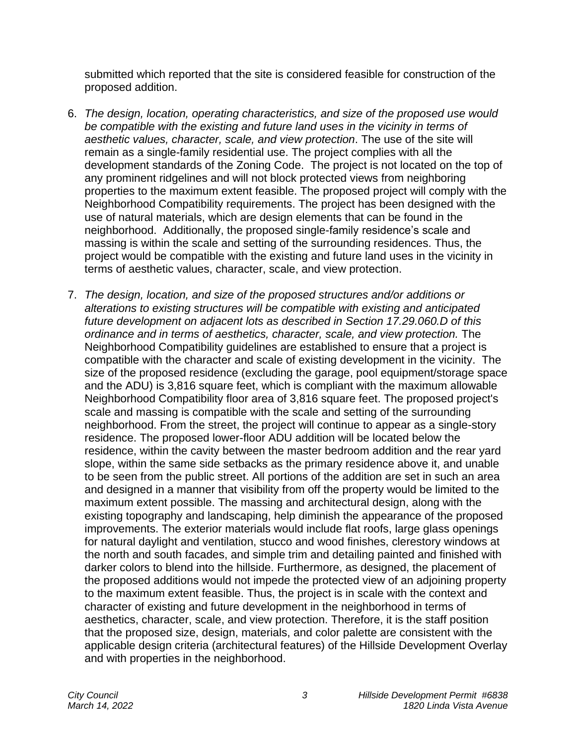submitted which reported that the site is considered feasible for construction of the proposed addition.

6. *The design, location, operating characteristics, and size of the proposed use would be compatible with the existing and future land uses in the vicinity in terms of aesthetic values, character, scale, and view protection*. The use of the site will remain as a single-family residential use. The project complies with all the development standards of the Zoning Code. The project is not located on the top of any prominent ridgelines and will not block protected views from neighboring properties to the maximum extent feasible. The proposed project will comply with the Neighborhood Compatibility requirements. The project has been designed with the use of natural materials, which are design elements that can be found in the neighborhood. Additionally, the proposed single-family residence's scale and massing is within the scale and setting of the surrounding residences. Thus, the project would be compatible with the existing and future land uses in the vicinity in terms of aesthetic values, character, scale, and view protection.

7. *The design, location, and size of the proposed structures and/or additions or alterations to existing structures will be compatible with existing and anticipated future development on adjacent lots as described in Section 17.29.060.D of this ordinance and in terms of aesthetics, character, scale, and view protection.* The Neighborhood Compatibility guidelines are established to ensure that a project is compatible with the character and scale of existing development in the vicinity. The size of the proposed residence (excluding the garage, pool equipment/storage space and the ADU) is 3,816 square feet, which is compliant with the maximum allowable Neighborhood Compatibility floor area of 3,816 square feet. The proposed project's scale and massing is compatible with the scale and setting of the surrounding neighborhood. From the street, the project will continue to appear as a single-story residence. The proposed lower-floor ADU addition will be located below the residence, within the cavity between the master bedroom addition and the rear yard slope, within the same side setbacks as the primary residence above it, and unable to be seen from the public street. All portions of the addition are set in such an area and designed in a manner that visibility from off the property would be limited to the maximum extent possible. The massing and architectural design, along with the existing topography and landscaping, help diminish the appearance of the proposed improvements. The exterior materials would include flat roofs, large glass openings for natural daylight and ventilation, stucco and wood finishes, clerestory windows at the north and south facades, and simple trim and detailing painted and finished with darker colors to blend into the hillside. Furthermore, as designed, the placement of the proposed additions would not impede the protected view of an adjoining property to the maximum extent feasible. Thus, the project is in scale with the context and character of existing and future development in the neighborhood in terms of aesthetics, character, scale, and view protection. Therefore, it is the staff position that the proposed size, design, materials, and color palette are consistent with the applicable design criteria (architectural features) of the Hillside Development Overlay and with properties in the neighborhood.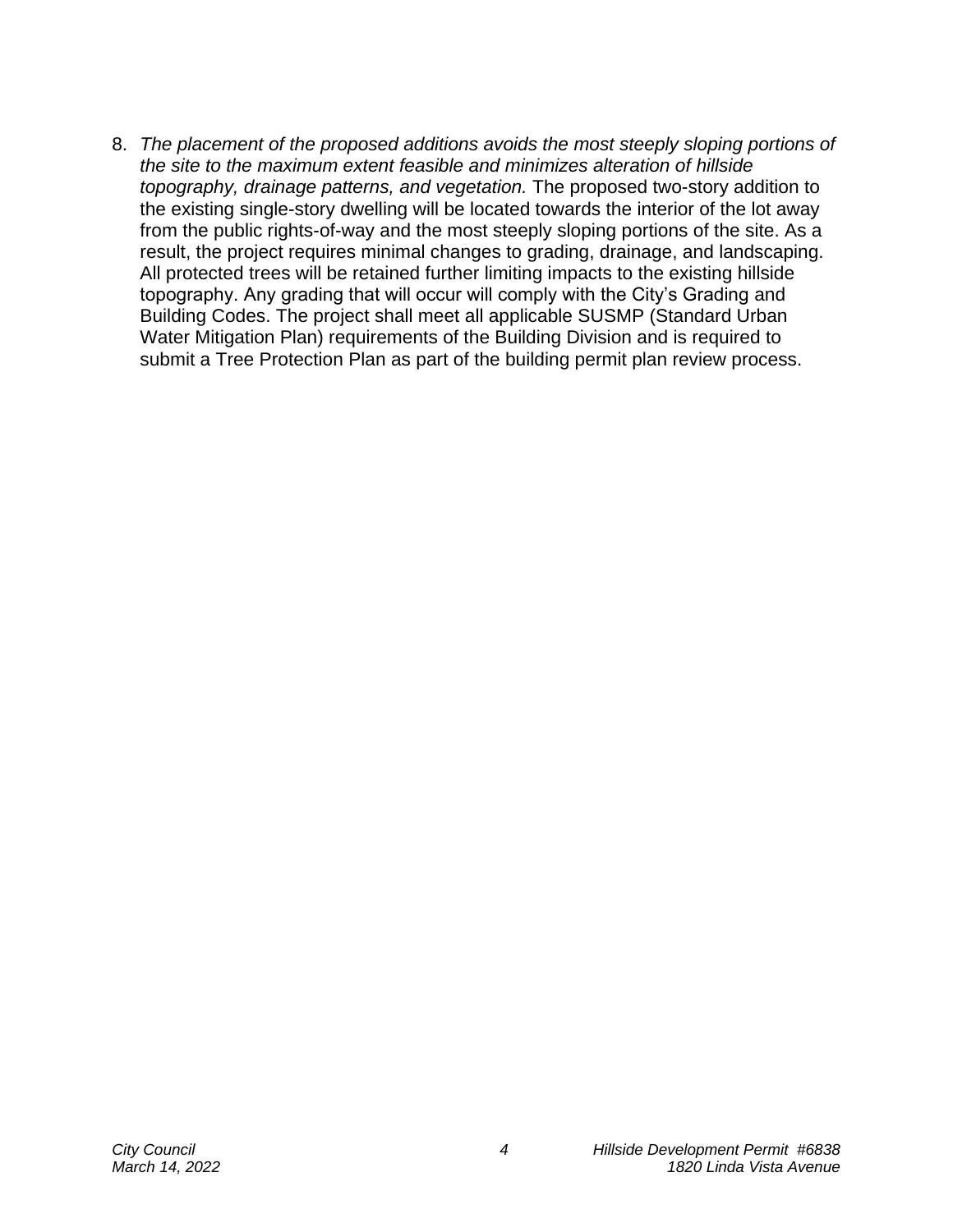8. *The placement of the proposed additions avoids the most steeply sloping portions of the site to the maximum extent feasible and minimizes alteration of hillside topography, drainage patterns, and vegetation.* The proposed two-story addition to the existing single-story dwelling will be located towards the interior of the lot away from the public rights-of-way and the most steeply sloping portions of the site. As a result, the project requires minimal changes to grading, drainage, and landscaping. All protected trees will be retained further limiting impacts to the existing hillside topography. Any grading that will occur will comply with the City's Grading and Building Codes. The project shall meet all applicable SUSMP (Standard Urban Water Mitigation Plan) requirements of the Building Division and is required to submit a Tree Protection Plan as part of the building permit plan review process.